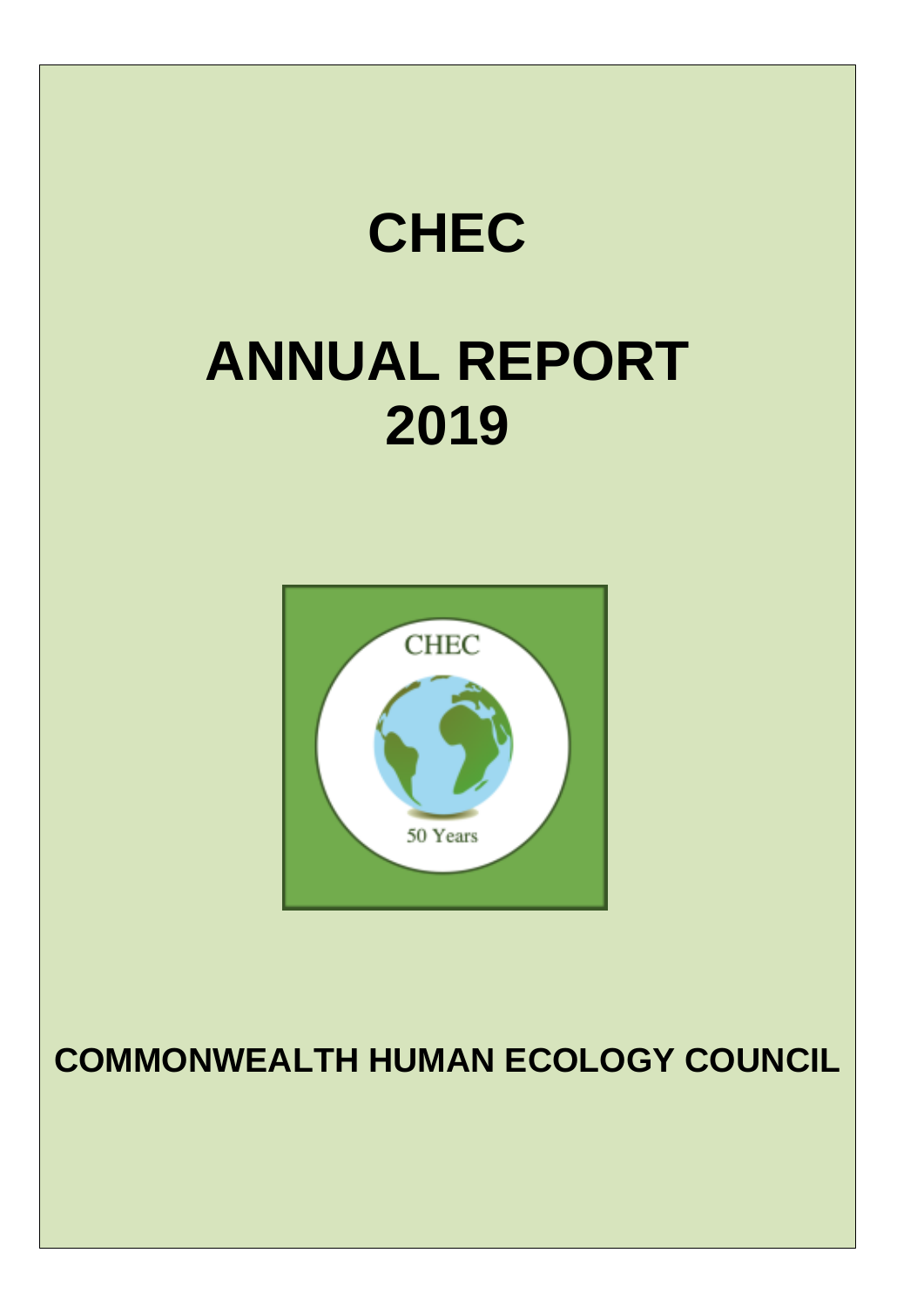# CHEC

# ANNUAL REPORT
# 2019

**COMMONWEALTH HUMAN ECOLOGY COUNCIL**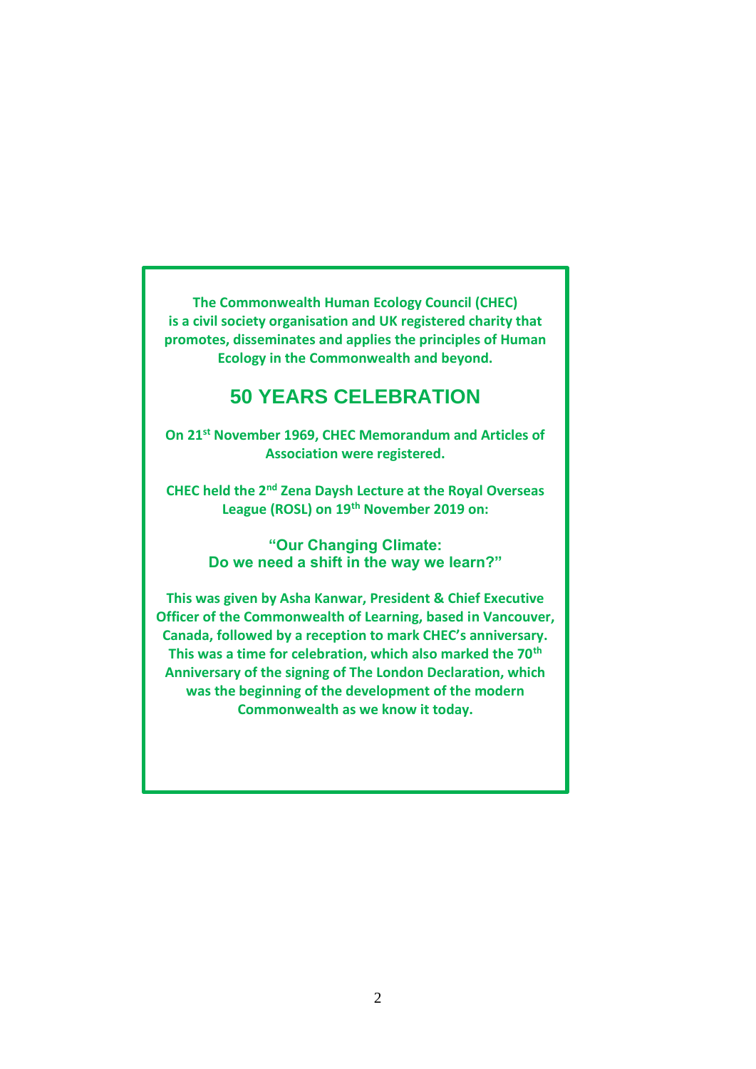**The Commonwealth Human Ecology Council (CHEC) is a civil society organisation and UK registered charity that promotes, disseminates and applies the principles of Human Ecology in the Commonwealth and beyond.**

## 50 YEARS CELEBRATION

**On 21st November 1969, CHEC Memorandum and Articles of Association were registered.**

**CHEC held the 2nd Zena Daysh Lecture at the Royal Overseas League (ROSL) on 19th November 2019 on:**

**"Our Changing Climate: Do we need a shift in the way we learn?"**

**This was given by Asha Kanwar, President & Chief Executive Officer of the Commonwealth of Learning, based in Vancouver, Canada, followed by a reception to mark CHEC's anniversary. This was a time for celebration, which also marked the 70th Anniversary of the signing of The London Declaration, which was the beginning of the development of the modern Commonwealth as we know it today.**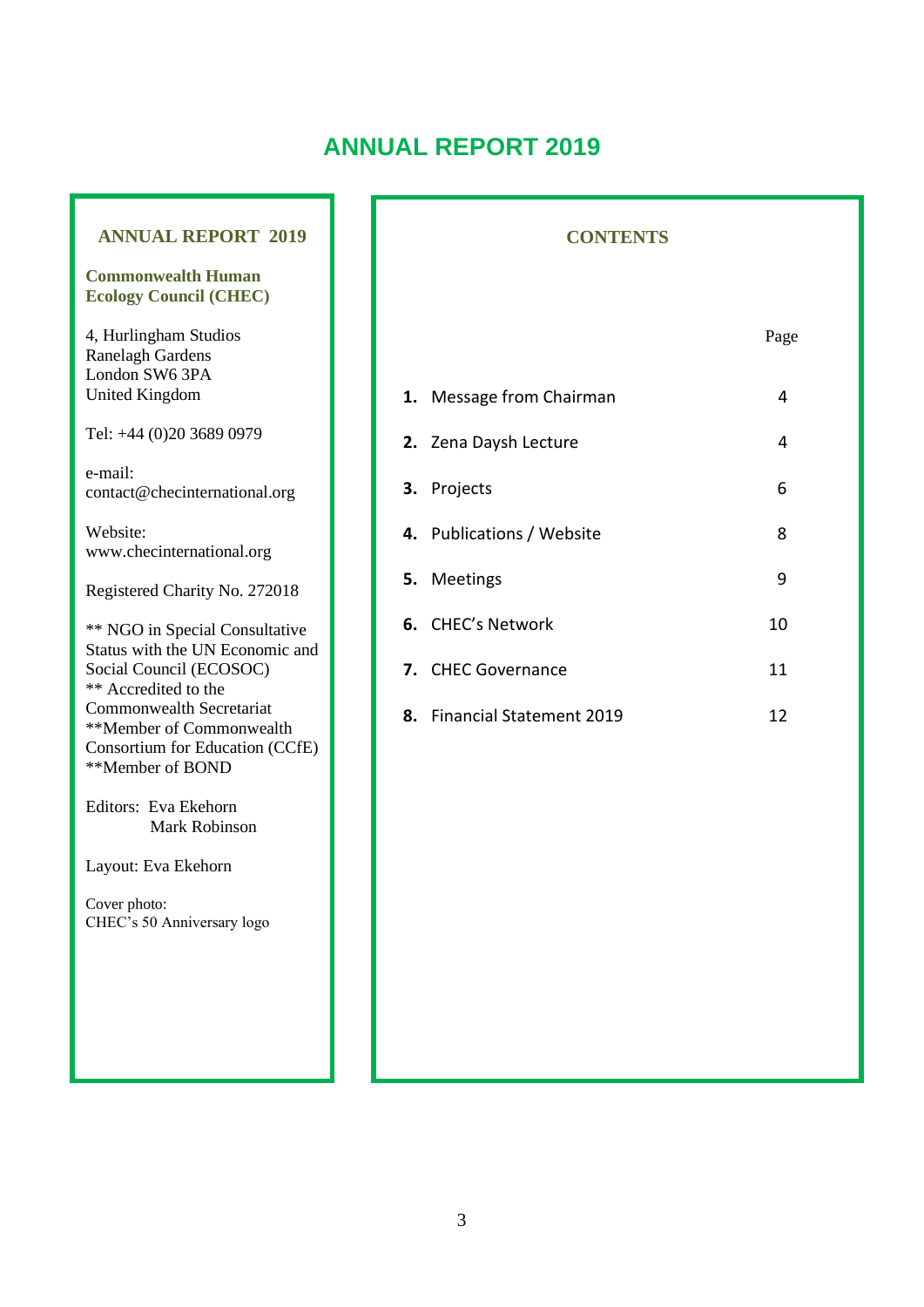# ANNUAL REPORT 2019

## ANNUAL REPORT 2019

**Commonwealth Human Ecology Council (CHEC)**

4, Hurlingham Studios
Ranelagh Gardens
London SW6 3PA
United Kingdom

Tel: +44 (0)20 3689 0979

e-mail:
contact@checinternational.org

Website:
www.checinternational.org

Registered Charity No. 272018

** NGO in Special Consultative Status with the UN Economic and Social Council (ECOSOC)
** Accredited to the Commonwealth Secretariat
**Member of Commonwealth Consortium for Education (CCfE)
**Member of BOND

Editors: Eva Ekehorn
Mark Robinson

Layout: Eva Ekehorn

Cover photo:
CHEC's 50 Anniversary logo

## CONTENTS

| | Page |
|---|---|
| **1.** Message from Chairman | 4 |
| **2.** Zena Daysh Lecture | 4 |
| **3.** Projects | 6 |
| **4.** Publications / Website | 8 |
| **5.** Meetings | 9 |
| **6.** CHEC's Network | 10 |
| **7.** CHEC Governance | 11 |
| **8.** Financial Statement 2019 | 12 |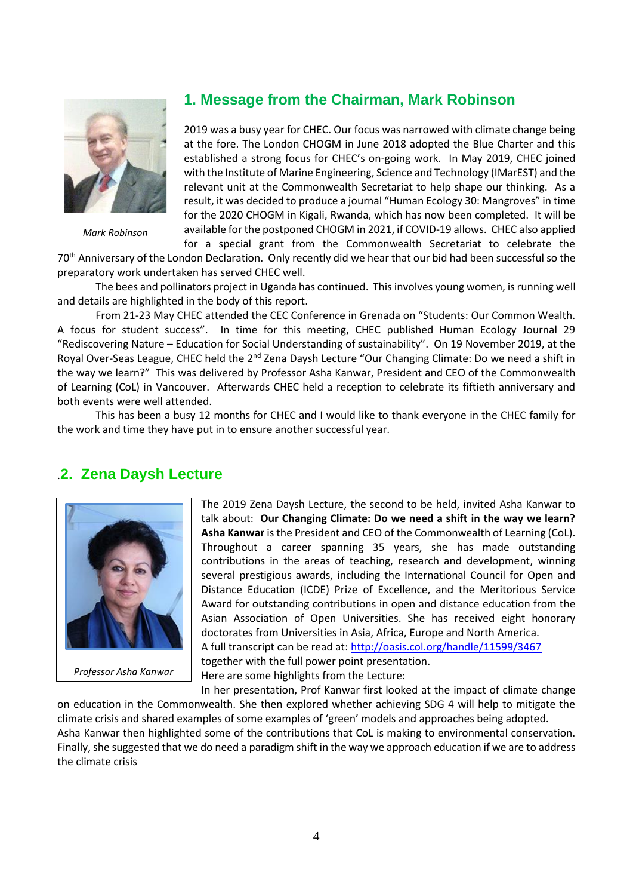## 1. Message from the Chairman, Mark Robinson

*Mark Robinson*

2019 was a busy year for CHEC. Our focus was narrowed with climate change being at the fore. The London CHOGM in June 2018 adopted the Blue Charter and this established a strong focus for CHEC's on-going work. In May 2019, CHEC joined with the Institute of Marine Engineering, Science and Technology (IMarEST) and the relevant unit at the Commonwealth Secretariat to help shape our thinking. As a result, it was decided to produce a journal "Human Ecology 30: Mangroves" in time for the 2020 CHOGM in Kigali, Rwanda, which has now been completed. It will be available for the postponed CHOGM in 2021, if COVID-19 allows. CHEC also applied for a special grant from the Commonwealth Secretariat to celebrate the 70th Anniversary of the London Declaration. Only recently did we hear that our bid had been successful so the preparatory work undertaken has served CHEC well.

The bees and pollinators project in Uganda has continued. This involves young women, is running well and details are highlighted in the body of this report.

From 21-23 May CHEC attended the CEC Conference in Grenada on "Students: Our Common Wealth. A focus for student success". In time for this meeting, CHEC published Human Ecology Journal 29 "Rediscovering Nature – Education for Social Understanding of sustainability". On 19 November 2019, at the Royal Over-Seas League, CHEC held the 2nd Zena Daysh Lecture "Our Changing Climate: Do we need a shift in the way we learn?" This was delivered by Professor Asha Kanwar, President and CEO of the Commonwealth of Learning (CoL) in Vancouver. Afterwards CHEC held a reception to celebrate its fiftieth anniversary and both events were well attended.

This has been a busy 12 months for CHEC and I would like to thank everyone in the CHEC family for the work and time they have put in to ensure another successful year.

## .2. Zena Daysh Lecture

*Professor Asha Kanwar*

The 2019 Zena Daysh Lecture, the second to be held, invited Asha Kanwar to talk about: **Our Changing Climate: Do we need a shift in the way we learn? Asha Kanwar** is the President and CEO of the Commonwealth of Learning (CoL). Throughout a career spanning 35 years, she has made outstanding contributions in the areas of teaching, research and development, winning several prestigious awards, including the International Council for Open and Distance Education (ICDE) Prize of Excellence, and the Meritorious Service Award for outstanding contributions in open and distance education from the Asian Association of Open Universities. She has received eight honorary doctorates from Universities in Asia, Africa, Europe and North America.
A full transcript can be read at: http://oasis.col.org/handle/11599/3467 together with the full power point presentation.
Here are some highlights from the Lecture:

In her presentation, Prof Kanwar first looked at the impact of climate change on education in the Commonwealth. She then explored whether achieving SDG 4 will help to mitigate the climate crisis and shared examples of some examples of 'green' models and approaches being adopted.
Asha Kanwar then highlighted some of the contributions that CoL is making to environmental conservation. Finally, she suggested that we do need a paradigm shift in the way we approach education if we are to address the climate crisis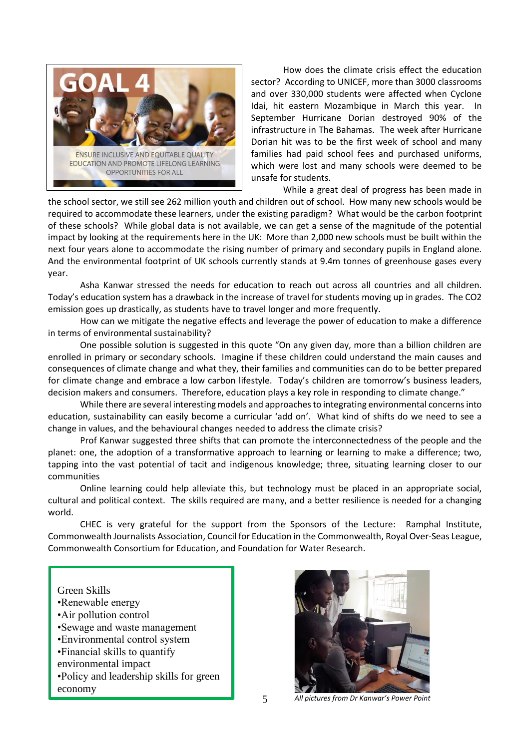How does the climate crisis effect the education sector? According to UNICEF, more than 3000 classrooms and over 330,000 students were affected when Cyclone Idai, hit eastern Mozambique in March this year. In September Hurricane Dorian destroyed 90% of the infrastructure in The Bahamas. The week after Hurricane Dorian hit was to be the first week of school and many families had paid school fees and purchased uniforms, which were lost and many schools were deemed to be unsafe for students.

While a great deal of progress has been made in the school sector, we still see 262 million youth and children out of school. How many new schools would be required to accommodate these learners, under the existing paradigm? What would be the carbon footprint of these schools? While global data is not available, we can get a sense of the magnitude of the potential impact by looking at the requirements here in the UK: More than 2,000 new schools must be built within the next four years alone to accommodate the rising number of primary and secondary pupils in England alone. And the environmental footprint of UK schools currently stands at 9.4m tonnes of greenhouse gases every year.

Asha Kanwar stressed the needs for education to reach out across all countries and all children. Today's education system has a drawback in the increase of travel for students moving up in grades. The $CO_2$ emission goes up drastically, as students have to travel longer and more frequently.

How can we mitigate the negative effects and leverage the power of education to make a difference in terms of environmental sustainability?

One possible solution is suggested in this quote "On any given day, more than a billion children are enrolled in primary or secondary schools. Imagine if these children could understand the main causes and consequences of climate change and what they, their families and communities can do to be better prepared for climate change and embrace a low carbon lifestyle. Today's children are tomorrow's business leaders, decision makers and consumers. Therefore, education plays a key role in responding to climate change."

While there are several interesting models and approaches to integrating environmental concerns into education, sustainability can easily become a curricular 'add on'. What kind of shifts do we need to see a change in values, and the behavioural changes needed to address the climate crisis?

Prof Kanwar suggested three shifts that can promote the interconnectedness of the people and the planet: one, the adoption of a transformative approach to learning or learning to make a difference; two, tapping into the vast potential of tacit and indigenous knowledge; three, situating learning closer to our communities

Online learning could help alleviate this, but technology must be placed in an appropriate social, cultural and political context. The skills required are many, and a better resilience is needed for a changing world.

CHEC is very grateful for the support from the Sponsors of the Lecture: Ramphal Institute, Commonwealth Journalists Association, Council for Education in the Commonwealth, Royal Over-Seas League, Commonwealth Consortium for Education, and Foundation for Water Research.

Green Skills
- Renewable energy
- Air pollution control
- Sewage and waste management
- Environmental control system
- Financial skills to quantify environmental impact
- Policy and leadership skills for green economy

*All pictures from Dr Kanwar's Power Point*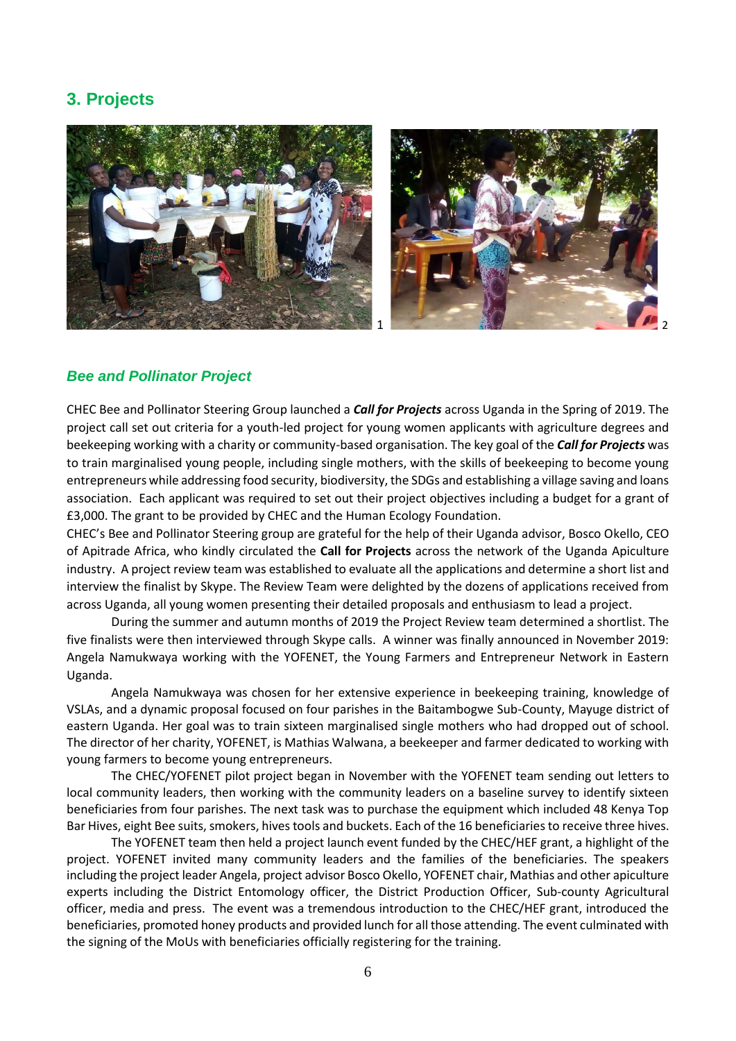## 3. Projects

1 2

### *Bee and Pollinator Project*

CHEC Bee and Pollinator Steering Group launched a ***Call for Projects*** across Uganda in the Spring of 2019. The project call set out criteria for a youth-led project for young women applicants with agriculture degrees and beekeeping working with a charity or community-based organisation. The key goal of the ***Call for Projects*** was to train marginalised young people, including single mothers, with the skills of beekeeping to become young entrepreneurs while addressing food security, biodiversity, the SDGs and establishing a village saving and loans association. Each applicant was required to set out their project objectives including a budget for a grant of £3,000. The grant to be provided by CHEC and the Human Ecology Foundation.

CHEC's Bee and Pollinator Steering group are grateful for the help of their Uganda advisor, Bosco Okello, CEO of Apitrade Africa, who kindly circulated the **Call for Projects** across the network of the Uganda Apiculture industry. A project review team was established to evaluate all the applications and determine a short list and interview the finalist by Skype. The Review Team were delighted by the dozens of applications received from across Uganda, all young women presenting their detailed proposals and enthusiasm to lead a project.

During the summer and autumn months of 2019 the Project Review team determined a shortlist. The five finalists were then interviewed through Skype calls. A winner was finally announced in November 2019: Angela Namukwaya working with the YOFENET, the Young Farmers and Entrepreneur Network in Eastern Uganda.

Angela Namukwaya was chosen for her extensive experience in beekeeping training, knowledge of VSLAs, and a dynamic proposal focused on four parishes in the Baitambogwe Sub-County, Mayuge district of eastern Uganda. Her goal was to train sixteen marginalised single mothers who had dropped out of school. The director of her charity, YOFENET, is Mathias Walwana, a beekeeper and farmer dedicated to working with young farmers to become young entrepreneurs.

The CHEC/YOFENET pilot project began in November with the YOFENET team sending out letters to local community leaders, then working with the community leaders on a baseline survey to identify sixteen beneficiaries from four parishes. The next task was to purchase the equipment which included 48 Kenya Top Bar Hives, eight Bee suits, smokers, hives tools and buckets. Each of the 16 beneficiaries to receive three hives.

The YOFENET team then held a project launch event funded by the CHEC/HEF grant, a highlight of the project. YOFENET invited many community leaders and the families of the beneficiaries. The speakers including the project leader Angela, project advisor Bosco Okello, YOFENET chair, Mathias and other apiculture experts including the District Entomology officer, the District Production Officer, Sub-county Agricultural officer, media and press. The event was a tremendous introduction to the CHEC/HEF grant, introduced the beneficiaries, promoted honey products and provided lunch for all those attending. The event culminated with the signing of the MoUs with beneficiaries officially registering for the training.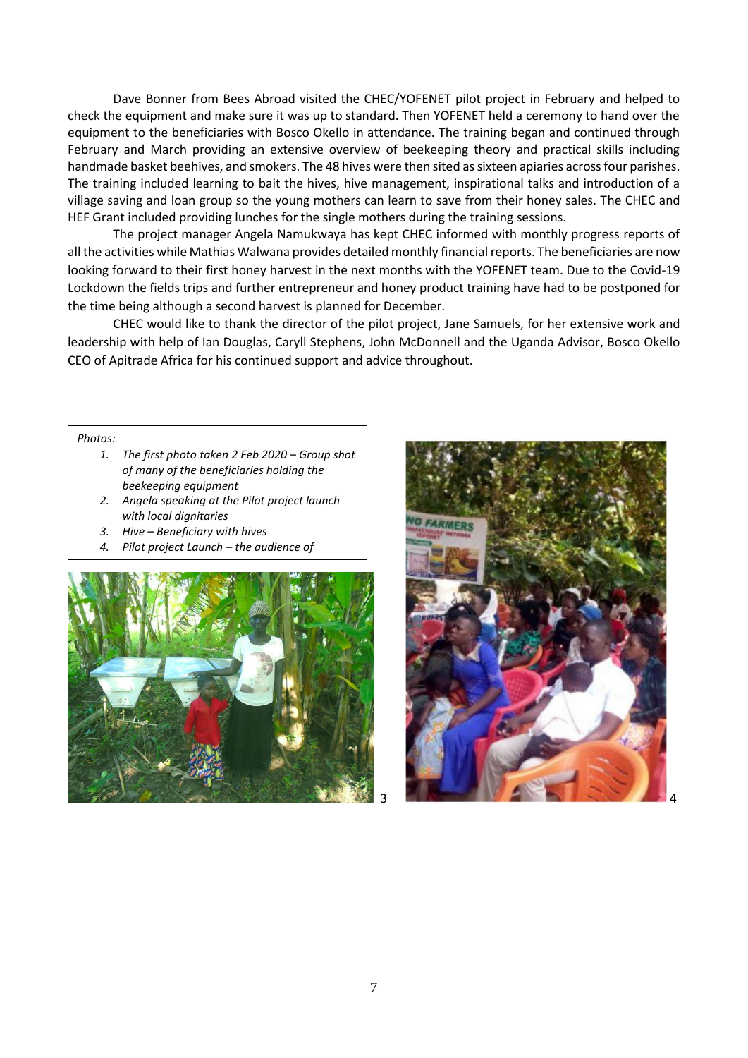Dave Bonner from Bees Abroad visited the CHEC/YOFENET pilot project in February and helped to check the equipment and make sure it was up to standard. Then YOFENET held a ceremony to hand over the equipment to the beneficiaries with Bosco Okello in attendance. The training began and continued through February and March providing an extensive overview of beekeeping theory and practical skills including handmade basket beehives, and smokers. The 48 hives were then sited as sixteen apiaries across four parishes. The training included learning to bait the hives, hive management, inspirational talks and introduction of a village saving and loan group so the young mothers can learn to save from their honey sales. The CHEC and HEF Grant included providing lunches for the single mothers during the training sessions.

The project manager Angela Namukwaya has kept CHEC informed with monthly progress reports of all the activities while Mathias Walwana provides detailed monthly financial reports. The beneficiaries are now looking forward to their first honey harvest in the next months with the YOFENET team. Due to the Covid-19 Lockdown the fields trips and further entrepreneur and honey product training have had to be postponed for the time being although a second harvest is planned for December.

CHEC would like to thank the director of the pilot project, Jane Samuels, for her extensive work and leadership with help of Ian Douglas, Caryll Stephens, John McDonnell and the Uganda Advisor, Bosco Okello CEO of Apitrade Africa for his continued support and advice throughout.

*Photos:*

1. *The first photo taken 2 Feb 2020 – Group shot of many of the beneficiaries holding the beekeeping equipment*
2. *Angela speaking at the Pilot project launch with local dignitaries*
3. *Hive – Beneficiary with hives*
4. *Pilot project Launch – the audience of*

3

4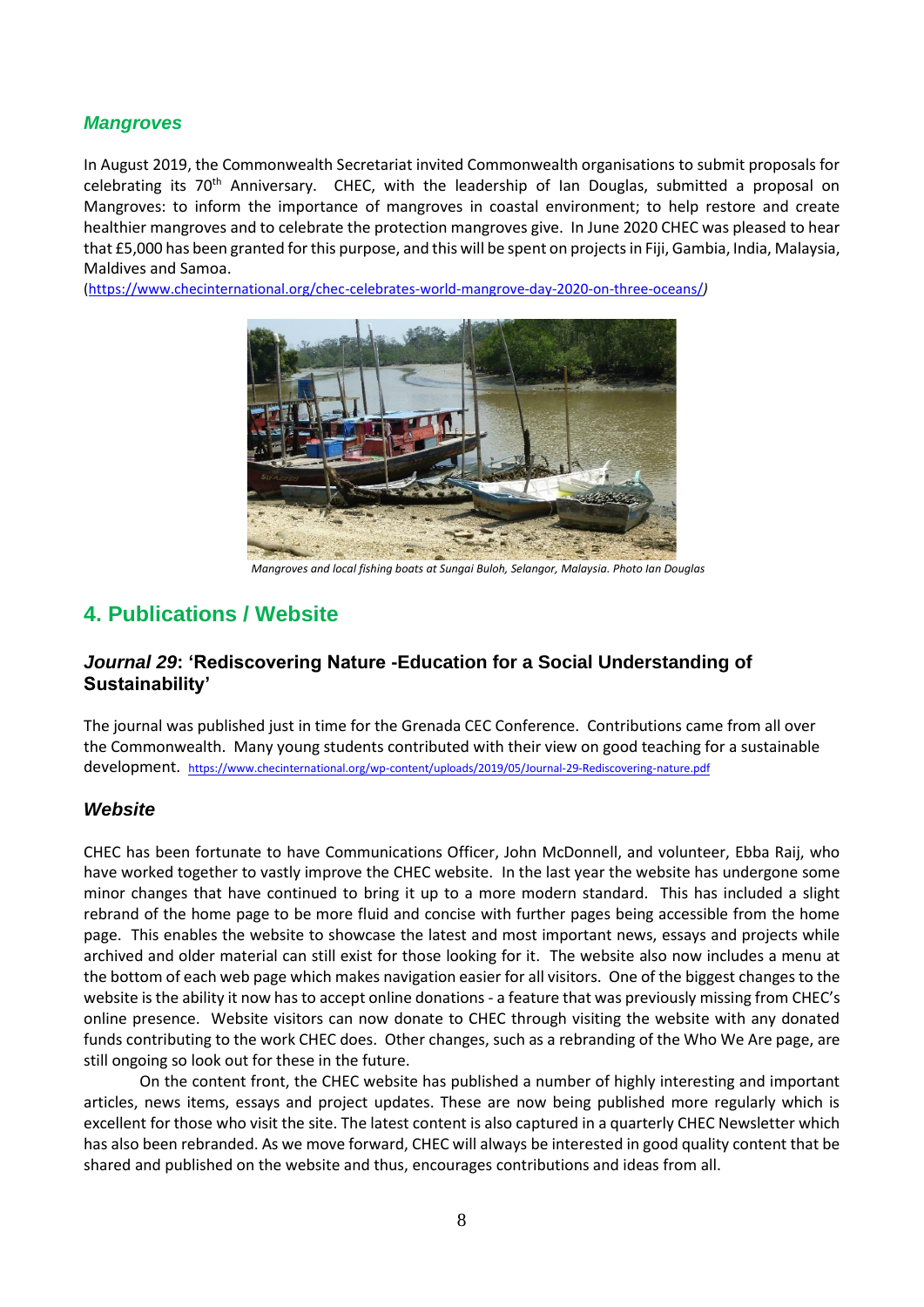### *Mangroves*

In August 2019, the Commonwealth Secretariat invited Commonwealth organisations to submit proposals for celebrating its 70th Anniversary. CHEC, with the leadership of Ian Douglas, submitted a proposal on Mangroves: to inform the importance of mangroves in coastal environment; to help restore and create healthier mangroves and to celebrate the protection mangroves give. In June 2020 CHEC was pleased to hear that £5,000 has been granted for this purpose, and this will be spent on projects in Fiji, Gambia, India, Malaysia, Maldives and Samoa.
(https://www.checinternational.org/chec-celebrates-world-mangrove-day-2020-on-three-oceans/)

*Mangroves and local fishing boats at Sungai Buloh, Selangor, Malaysia. Photo Ian Douglas*

## 4. Publications / Website

### *Journal 29*: 'Rediscovering Nature -Education for a Social Understanding of Sustainability'

The journal was published just in time for the Grenada CEC Conference. Contributions came from all over the Commonwealth. Many young students contributed with their view on good teaching for a sustainable development. https://www.checinternational.org/wp-content/uploads/2019/05/Journal-29-Rediscovering-nature.pdf

### *Website*

CHEC has been fortunate to have Communications Officer, John McDonnell, and volunteer, Ebba Raij, who have worked together to vastly improve the CHEC website. In the last year the website has undergone some minor changes that have continued to bring it up to a more modern standard. This has included a slight rebrand of the home page to be more fluid and concise with further pages being accessible from the home page. This enables the website to showcase the latest and most important news, essays and projects while archived and older material can still exist for those looking for it. The website also now includes a menu at the bottom of each web page which makes navigation easier for all visitors. One of the biggest changes to the website is the ability it now has to accept online donations - a feature that was previously missing from CHEC's online presence. Website visitors can now donate to CHEC through visiting the website with any donated funds contributing to the work CHEC does. Other changes, such as a rebranding of the Who We Are page, are still ongoing so look out for these in the future.

On the content front, the CHEC website has published a number of highly interesting and important articles, news items, essays and project updates. These are now being published more regularly which is excellent for those who visit the site. The latest content is also captured in a quarterly CHEC Newsletter which has also been rebranded. As we move forward, CHEC will always be interested in good quality content that be shared and published on the website and thus, encourages contributions and ideas from all.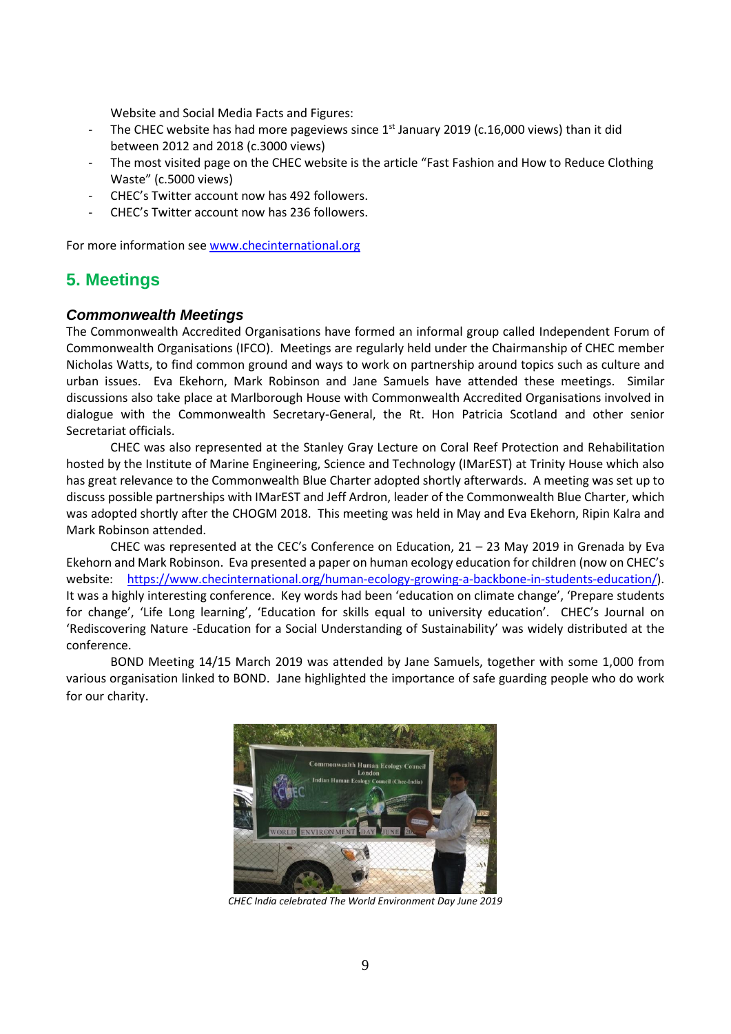Website and Social Media Facts and Figures:

- The CHEC website has had more pageviews since 1st January 2019 (c.16,000 views) than it did between 2012 and 2018 (c.3000 views)
- The most visited page on the CHEC website is the article "Fast Fashion and How to Reduce Clothing Waste" (c.5000 views)
- CHEC's Twitter account now has 492 followers.
- CHEC's Twitter account now has 236 followers.

For more information see [www.checinternational.org](http://www.checinternational.org)

## 5. Meetings

### *Commonwealth Meetings*

The Commonwealth Accredited Organisations have formed an informal group called Independent Forum of Commonwealth Organisations (IFCO). Meetings are regularly held under the Chairmanship of CHEC member Nicholas Watts, to find common ground and ways to work on partnership around topics such as culture and urban issues. Eva Ekehorn, Mark Robinson and Jane Samuels have attended these meetings. Similar discussions also take place at Marlborough House with Commonwealth Accredited Organisations involved in dialogue with the Commonwealth Secretary-General, the Rt. Hon Patricia Scotland and other senior Secretariat officials.

CHEC was also represented at the Stanley Gray Lecture on Coral Reef Protection and Rehabilitation hosted by the Institute of Marine Engineering, Science and Technology (IMarEST) at Trinity House which also has great relevance to the Commonwealth Blue Charter adopted shortly afterwards. A meeting was set up to discuss possible partnerships with IMarEST and Jeff Ardron, leader of the Commonwealth Blue Charter, which was adopted shortly after the CHOGM 2018. This meeting was held in May and Eva Ekehorn, Ripin Kalra and Mark Robinson attended.

CHEC was represented at the CEC's Conference on Education, 21 – 23 May 2019 in Grenada by Eva Ekehorn and Mark Robinson. Eva presented a paper on human ecology education for children (now on CHEC's website: [https://www.checinternational.org/human-ecology-growing-a-backbone-in-students-education/](https://www.checinternational.org/human-ecology-growing-a-backbone-in-students-education/)). It was a highly interesting conference. Key words had been 'education on climate change', 'Prepare students for change', 'Life Long learning', 'Education for skills equal to university education'. CHEC's Journal on 'Rediscovering Nature -Education for a Social Understanding of Sustainability' was widely distributed at the conference.

BOND Meeting 14/15 March 2019 was attended by Jane Samuels, together with some 1,000 from various organisation linked to BOND. Jane highlighted the importance of safe guarding people who do work for our charity.

*CHEC India celebrated The World Environment Day June 2019*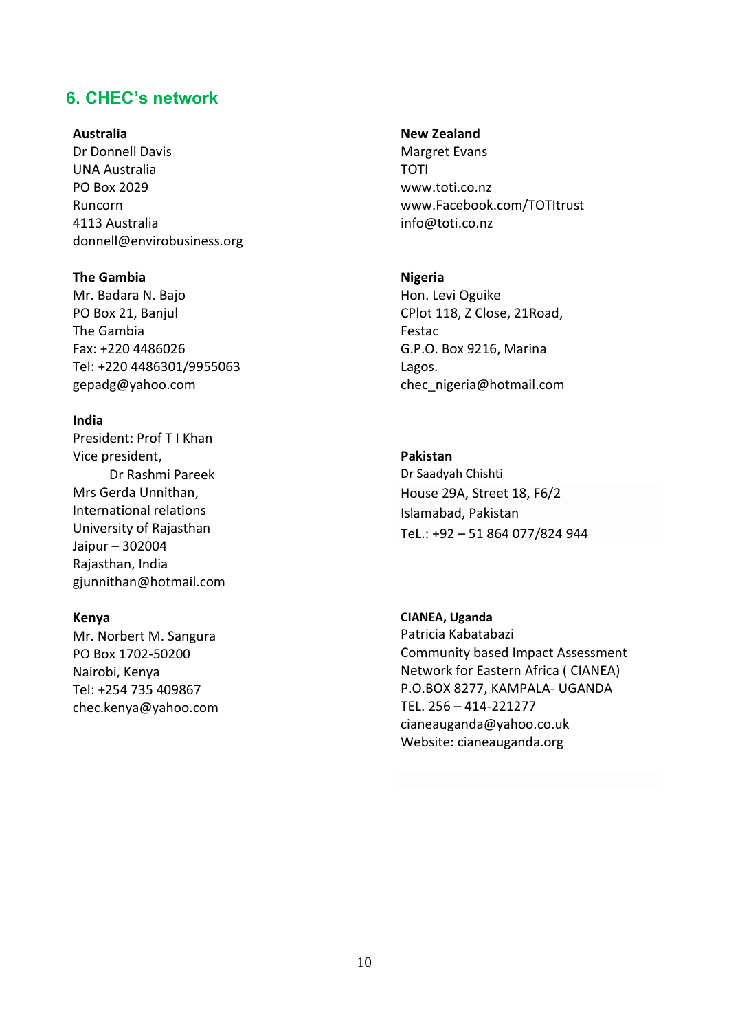## 6. CHEC's network

**Australia**
Dr Donnell Davis
UNA Australia
PO Box 2029
Runcorn
4113 Australia
donnell@envirobusiness.org

**The Gambia**
Mr. Badara N. Bajo
PO Box 21, Banjul
The Gambia
Fax: +220 4486026
Tel: +220 4486301/9955063
gepadg@yahoo.com

**India**
President: Prof T I Khan
Vice president,
Dr Rashmi Pareek
Mrs Gerda Unnithan,
International relations
University of Rajasthan
Jaipur – 302004
Rajasthan, India
gjunnithan@hotmail.com

**Kenya**
Mr. Norbert M. Sangura
PO Box 1702-50200
Nairobi, Kenya
Tel: +254 735 409867
chec.kenya@yahoo.com

**New Zealand**
Margret Evans
TOTI
www.toti.co.nz
www.Facebook.com/TOTItrust
info@toti.co.nz

**Nigeria**
Hon. Levi Oguike
CPlot 118, Z Close, 21Road,
Festac
G.P.O. Box 9216, Marina
Lagos.
chec_nigeria@hotmail.com

**Pakistan**
Dr Saadyah Chishti
House 29A, Street 18, F6/2
Islamabad, Pakistan
TeL.: +92 – 51 864 077/824 944

**CIANEA, Uganda**
Patricia Kabatabazi
Community based Impact Assessment
Network for Eastern Africa ( CIANEA)
P.O.BOX 8277, KAMPALA- UGANDA
TEL. 256 – 414-221277
cianeauganda@yahoo.co.uk
Website: cianeauganda.org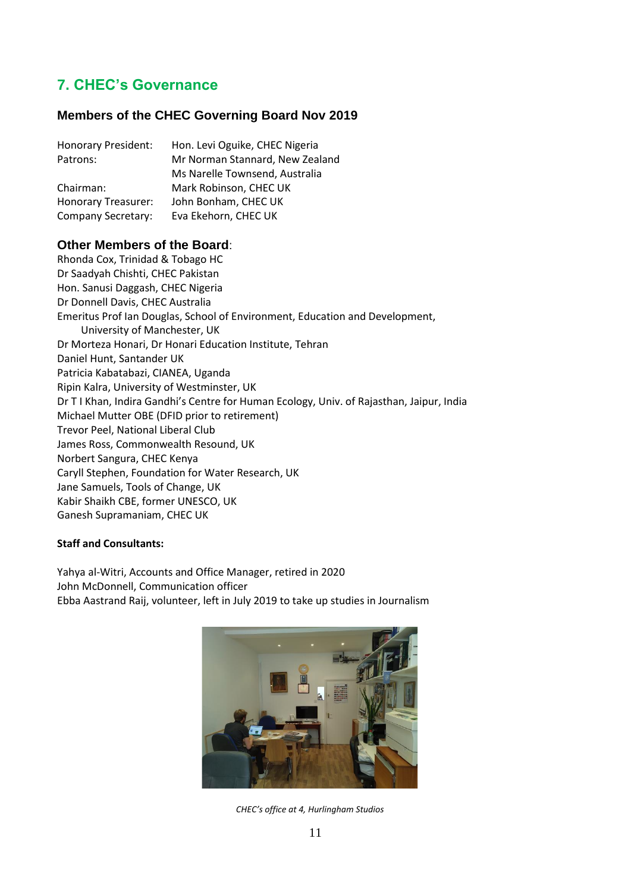## 7. CHEC's Governance

### Members of the CHEC Governing Board Nov 2019

| | |
|---|---|
| Honorary President: | Hon. Levi Oguike, CHEC Nigeria |
| Patrons: | Mr Norman Stannard, New Zealand |
| | Ms Narelle Townsend, Australia |
| Chairman: | Mark Robinson, CHEC UK |
| Honorary Treasurer: | John Bonham, CHEC UK |
| Company Secretary: | Eva Ekehorn, CHEC UK |

### Other Members of the Board:

Rhonda Cox, Trinidad & Tobago HC
Dr Saadyah Chishti, CHEC Pakistan
Hon. Sanusi Daggash, CHEC Nigeria
Dr Donnell Davis, CHEC Australia
Emeritus Prof Ian Douglas, School of Environment, Education and Development, University of Manchester, UK
Dr Morteza Honari, Dr Honari Education Institute, Tehran
Daniel Hunt, Santander UK
Patricia Kabatabazi, CIANEA, Uganda
Ripin Kalra, University of Westminster, UK
Dr T I Khan, Indira Gandhi's Centre for Human Ecology, Univ. of Rajasthan, Jaipur, India
Michael Mutter OBE (DFID prior to retirement)
Trevor Peel, National Liberal Club
James Ross, Commonwealth Resound, UK
Norbert Sangura, CHEC Kenya
Caryll Stephen, Foundation for Water Research, UK
Jane Samuels, Tools of Change, UK
Kabir Shaikh CBE, former UNESCO, UK
Ganesh Supramaniam, CHEC UK

**Staff and Consultants:**

Yahya al-Witri, Accounts and Office Manager, retired in 2020
John McDonnell, Communication officer
Ebba Aastrand Raij, volunteer, left in July 2019 to take up studies in Journalism

*CHEC's office at 4, Hurlingham Studios*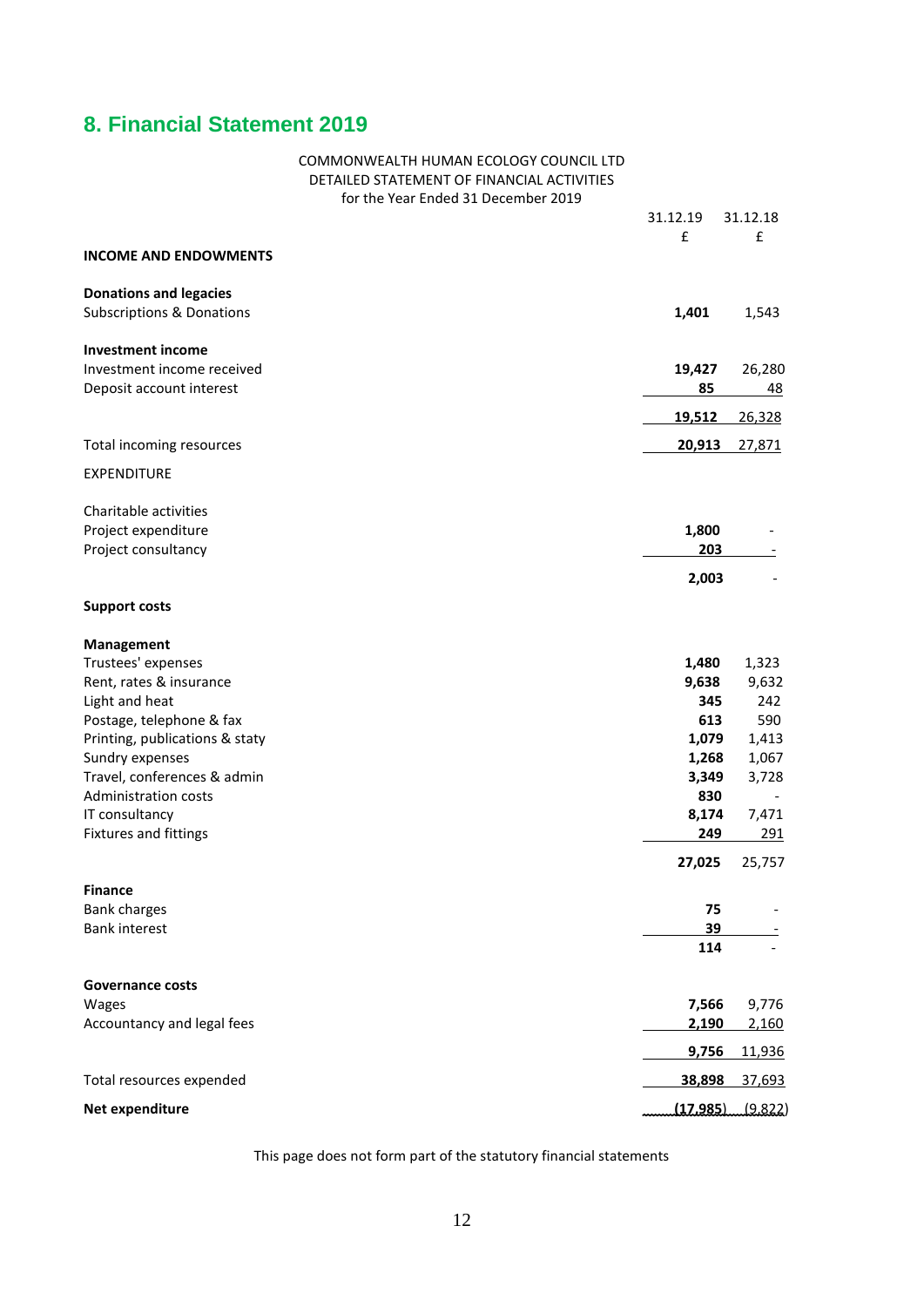## 8. Financial Statement 2019

COMMONWEALTH HUMAN ECOLOGY COUNCIL LTD
DETAILED STATEMENT OF FINANCIAL ACTIVITIES
for the Year Ended 31 December 2019

| | 31.12.19 £ | 31.12.18 £ |
|---|---|---|
| **INCOME AND ENDOWMENTS** | | |
| **Donations and legacies** | | |
| Subscriptions & Donations | **1,401** | 1,543 |
| **Investment income** | | |
| Investment income received | **19,427** | 26,280 |
| Deposit account interest | **85** | 48 |
| | **19,512** | 26,328 |
| Total incoming resources | **20,913** | 27,871 |
| EXPENDITURE | | |
| Charitable activities | | |
| Project expenditure | **1,800** | - |
| Project consultancy | **203** | - |
| | **2,003** | - |
| **Support costs** | | |
| **Management** | | |
| Trustees' expenses | **1,480** | 1,323 |
| Rent, rates & insurance | **9,638** | 9,632 |
| Light and heat | **345** | 242 |
| Postage, telephone & fax | **613** | 590 |
| Printing, publications & staty | **1,079** | 1,413 |
| Sundry expenses | **1,268** | 1,067 |
| Travel, conferences & admin | **3,349** | 3,728 |
| Administration costs | **830** | - |
| IT consultancy | **8,174** | 7,471 |
| Fixtures and fittings | **249** | 291 |
| | **27,025** | 25,757 |
| **Finance** | | |
| Bank charges | **75** | - |
| Bank interest | **39** | - |
| | **114** | - |
| **Governance costs** | | |
| Wages | **7,566** | 9,776 |
| Accountancy and legal fees | **2,190** | 2,160 |
| | **9,756** | 11,936 |
| Total resources expended | **38,898** | 37,693 |
| **Net expenditure** | **(17,985)** | (9,822) |

This page does not form part of the statutory financial statements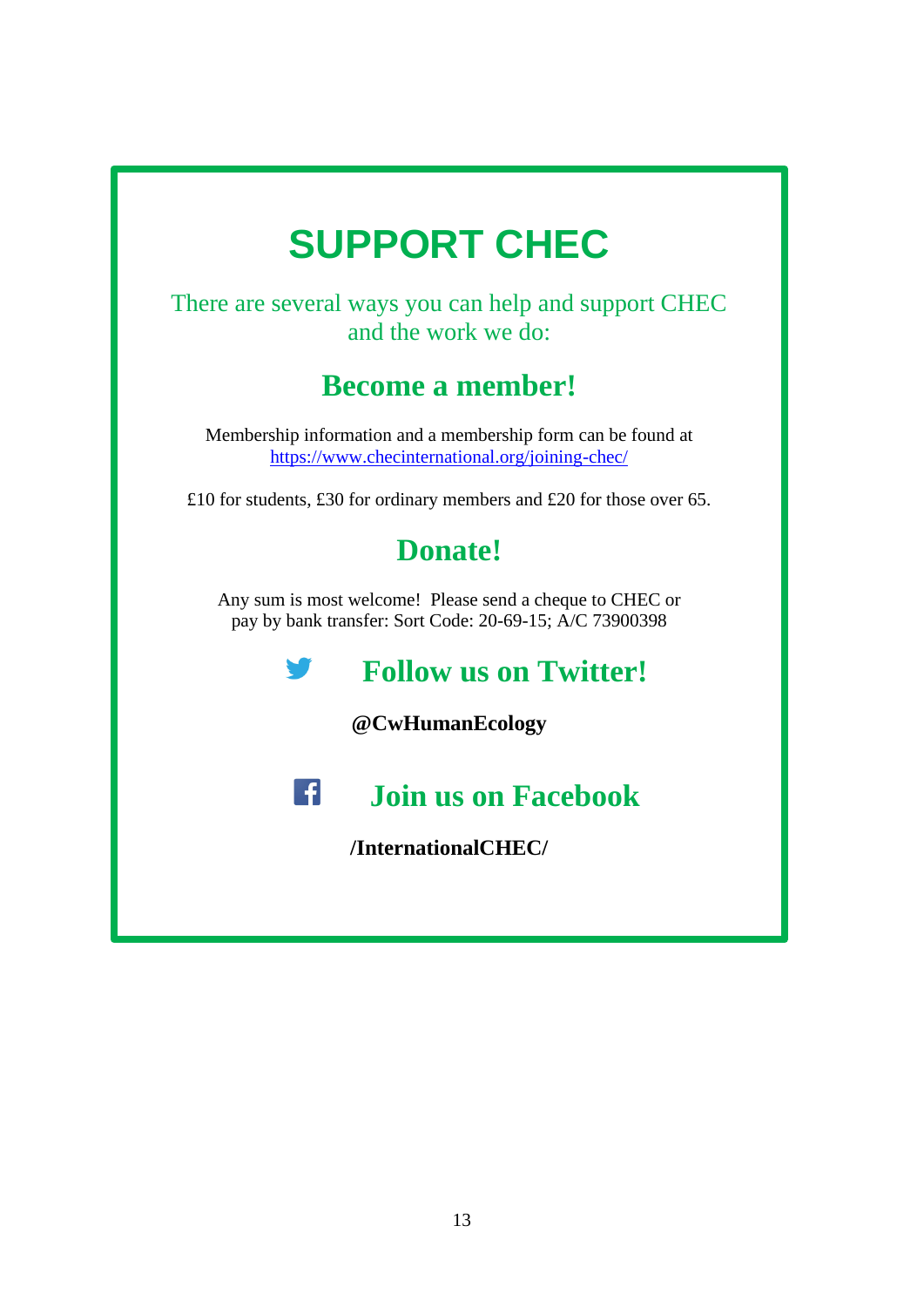# SUPPORT CHEC

There are several ways you can help and support CHEC and the work we do:

## Become a member!

Membership information and a membership form can be found at https://www.checinternational.org/joining-chec/

£10 for students, £30 for ordinary members and £20 for those over 65.

## Donate!

Any sum is most welcome! Please send a cheque to CHEC or pay by bank transfer: Sort Code: 20-69-15; A/C 73900398

## Follow us on Twitter!

**@CwHumanEcology**

## Join us on Facebook

**/InternationalCHEC/**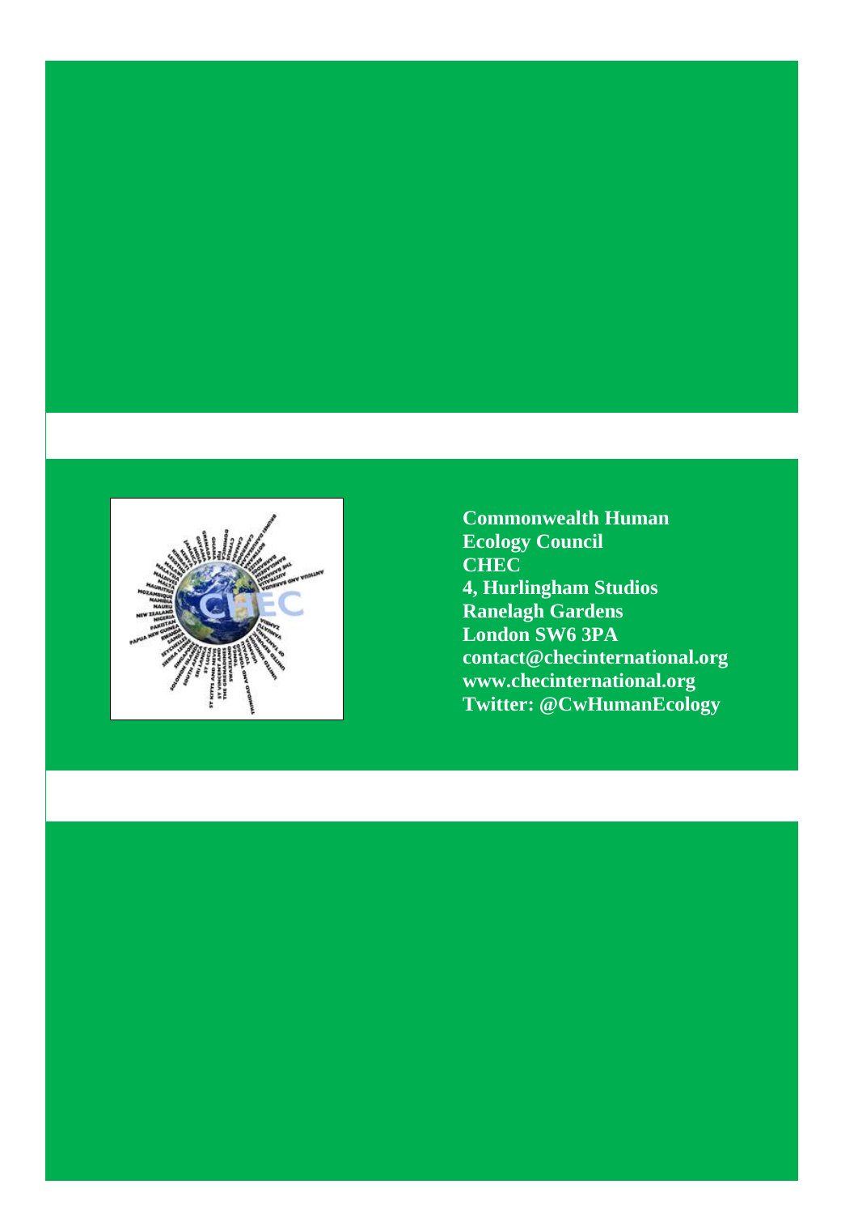**Commonwealth Human Ecology Council**
**CHEC**
**4, Hurlingham Studios**
**Ranelagh Gardens**
**London SW6 3PA**
**contact@checinternational.org**
**www.checinternational.org**
**Twitter: @CwHumanEcology**